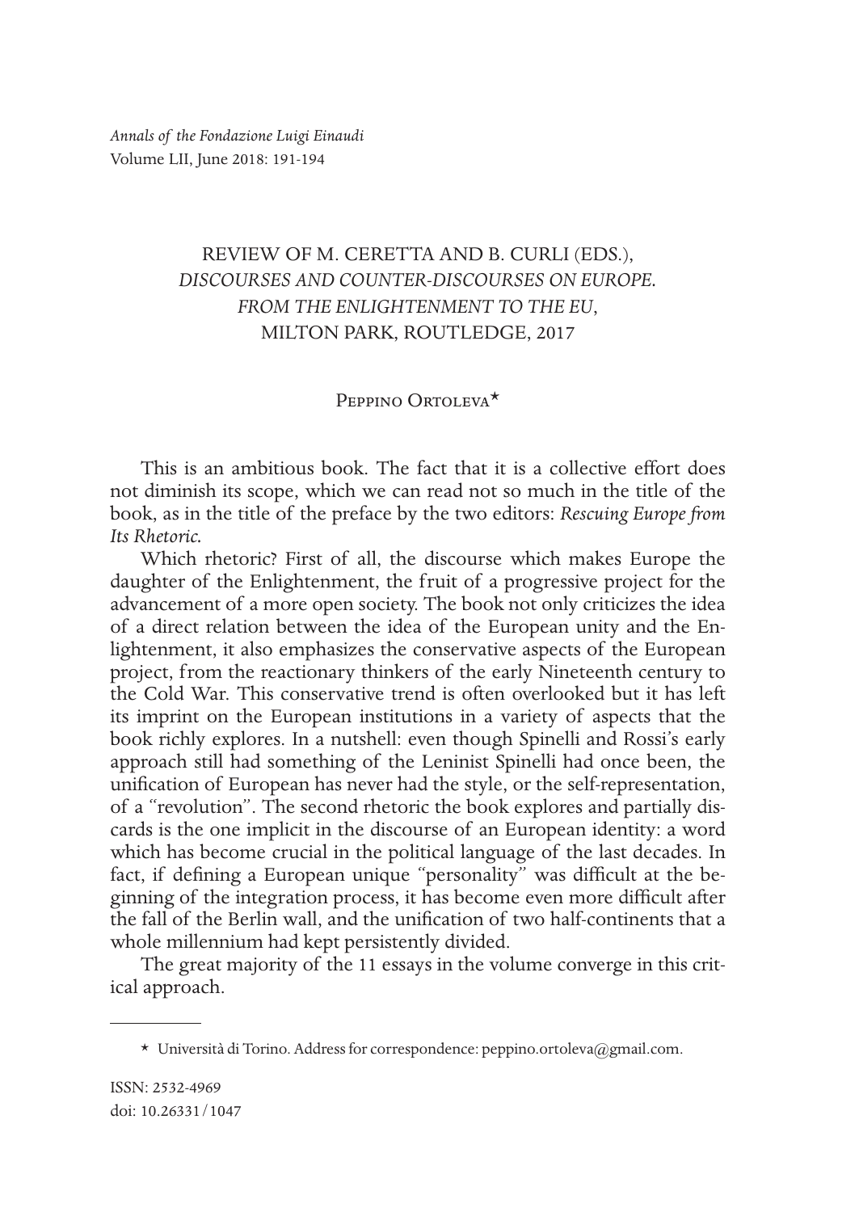# REVIEW OF M. CERETTA AND B. CURLI (EDS.), *DISCOURSES AND COUNTER-DISCOURSES ON EUROPE. FROM THE ENLIGHTENMENT TO THE EU*, MILTON PARK, ROUTLEDGE, 2017

Peppino Ortoleva*

This is an ambitious book. The fact that it is a collective effort does not diminish its scope, which we can read not so much in the title of the book, as in the title of the preface by the two editors: *Rescuing Europe from Its Rhetoric.*

Which rhetoric? First of all, the discourse which makes Europe the daughter of the Enlightenment, the fruit of a progressive project for the advancement of a more open society. The book not only criticizes the idea of a direct relation between the idea of the European unity and the Enlightenment, it also emphasizes the conservative aspects of the European project, from the reactionary thinkers of the early Nineteenth century to the Cold War. This conservative trend is often overlooked but it has left its imprint on the European institutions in a variety of aspects that the book richly explores. In a nutshell: even though Spinelli and Rossi's early approach still had something of the Leninist Spinelli had once been, the unification of European has never had the style, or the self-representation, of a "revolution". The second rhetoric the book explores and partially discards is the one implicit in the discourse of an European identity: a word which has become crucial in the political language of the last decades. In fact, if defining a European unique "personality" was difficult at the beginning of the integration process, it has become even more difficult after the fall of the Berlin wall, and the unification of two half-continents that a whole millennium had kept persistently divided.

The great majority of the 11 essays in the volume converge in this critical approach.

---

* Università di Torino. Address for correspondence: peppino.ortoleva@gmail.com.

ISSN: 2532-4969
doi: 10.26331/1047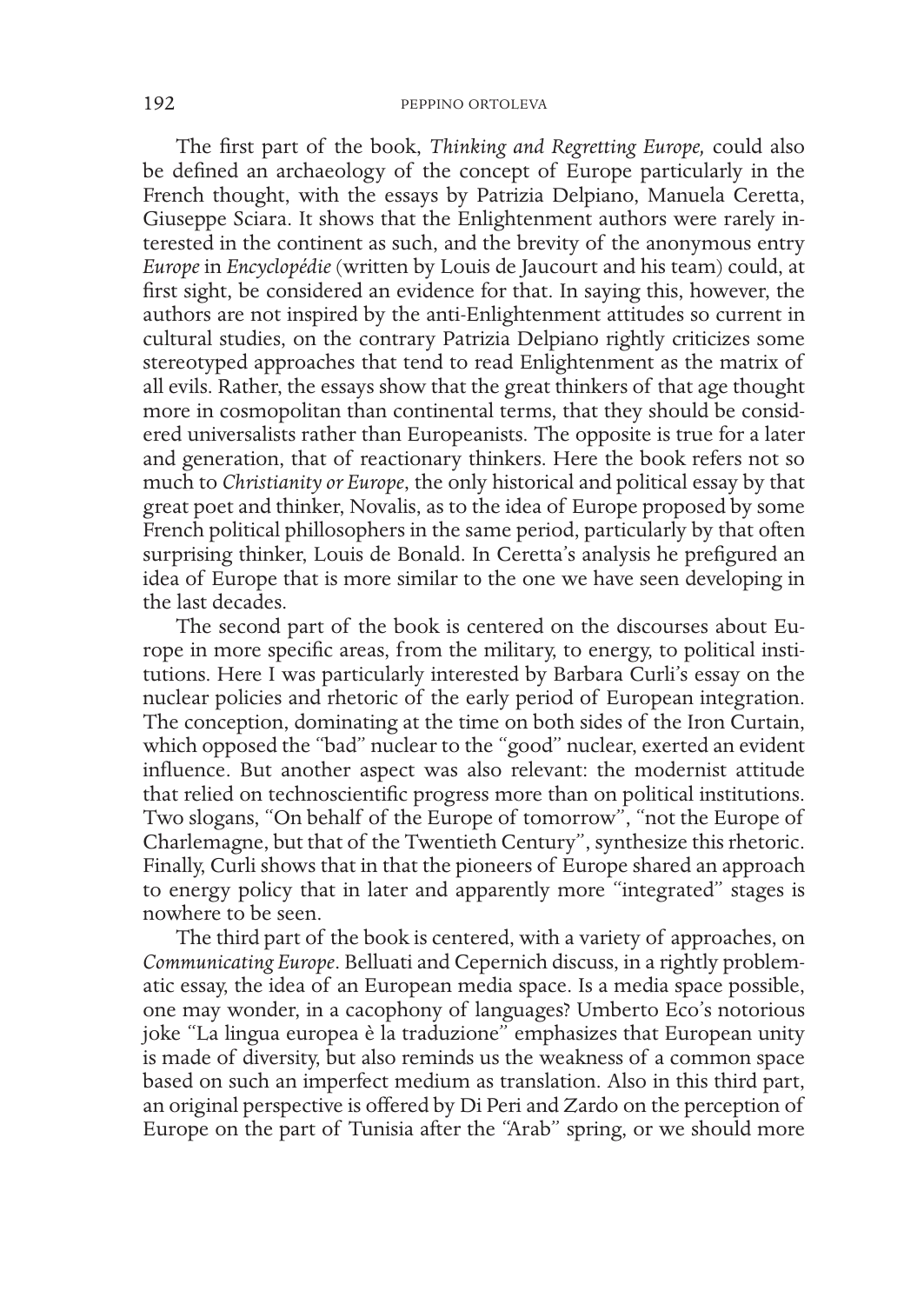The first part of the book, *Thinking and Regretting Europe,* could also be defined an archaeology of the concept of Europe particularly in the French thought, with the essays by Patrizia Delpiano, Manuela Ceretta, Giuseppe Sciara. It shows that the Enlightenment authors were rarely interested in the continent as such, and the brevity of the anonymous entry *Europe* in *Encyclopédie* (written by Louis de Jaucourt and his team) could, at first sight, be considered an evidence for that. In saying this, however, the authors are not inspired by the anti-Enlightenment attitudes so current in cultural studies, on the contrary Patrizia Delpiano rightly criticizes some stereotyped approaches that tend to read Enlightenment as the matrix of all evils. Rather, the essays show that the great thinkers of that age thought more in cosmopolitan than continental terms, that they should be considered universalists rather than Europeanists. The opposite is true for a later and generation, that of reactionary thinkers. Here the book refers not so much to *Christianity or Europe*, the only historical and political essay by that great poet and thinker, Novalis, as to the idea of Europe proposed by some French political phillosophers in the same period, particularly by that often surprising thinker, Louis de Bonald. In Ceretta's analysis he prefigured an idea of Europe that is more similar to the one we have seen developing in the last decades.

The second part of the book is centered on the discourses about Europe in more specific areas, from the military, to energy, to political institutions. Here I was particularly interested by Barbara Curli's essay on the nuclear policies and rhetoric of the early period of European integration. The conception, dominating at the time on both sides of the Iron Curtain, which opposed the "bad" nuclear to the "good" nuclear, exerted an evident influence. But another aspect was also relevant: the modernist attitude that relied on technoscientific progress more than on political institutions. Two slogans, "On behalf of the Europe of tomorrow", "not the Europe of Charlemagne, but that of the Twentieth Century", synthesize this rhetoric. Finally, Curli shows that in that the pioneers of Europe shared an approach to energy policy that in later and apparently more "integrated" stages is nowhere to be seen.

The third part of the book is centered, with a variety of approaches, on *Communicating Europe*. Belluati and Cepernich discuss, in a rightly problematic essay, the idea of an European media space. Is a media space possible, one may wonder, in a cacophony of languages? Umberto Eco's notorious joke "La lingua europea è la traduzione" emphasizes that European unity is made of diversity, but also reminds us the weakness of a common space based on such an imperfect medium as translation. Also in this third part, an original perspective is offered by Di Peri and Zardo on the perception of Europe on the part of Tunisia after the "Arab" spring, or we should more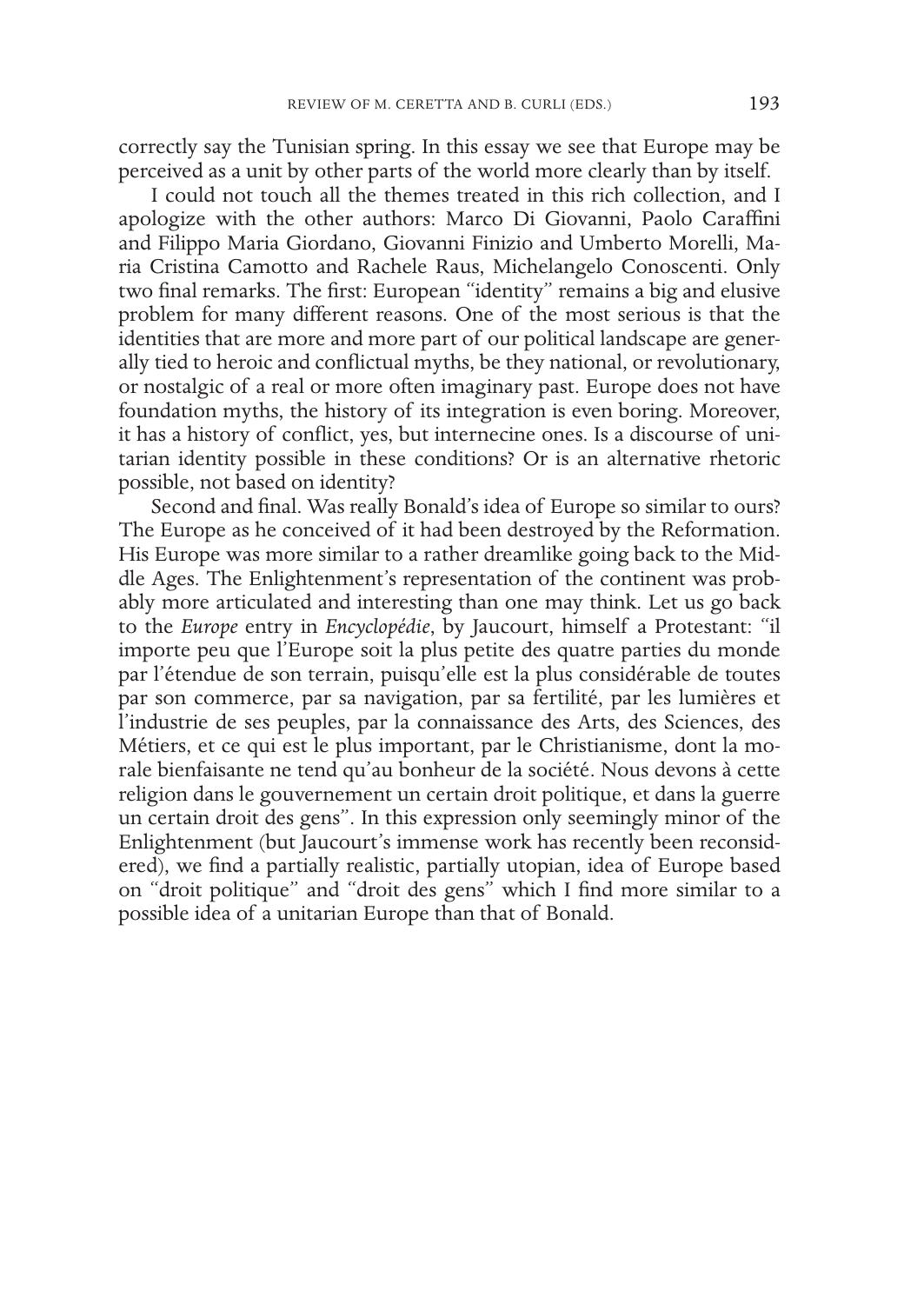correctly say the Tunisian spring. In this essay we see that Europe may be perceived as a unit by other parts of the world more clearly than by itself.

I could not touch all the themes treated in this rich collection, and I apologize with the other authors: Marco Di Giovanni, Paolo Caraffini and Filippo Maria Giordano, Giovanni Finizio and Umberto Morelli, Maria Cristina Camotto and Rachele Raus, Michelangelo Conoscenti. Only two final remarks. The first: European "identity" remains a big and elusive problem for many different reasons. One of the most serious is that the identities that are more and more part of our political landscape are generally tied to heroic and conflictual myths, be they national, or revolutionary, or nostalgic of a real or more often imaginary past. Europe does not have foundation myths, the history of its integration is even boring. Moreover, it has a history of conflict, yes, but internecine ones. Is a discourse of unitarian identity possible in these conditions? Or is an alternative rhetoric possible, not based on identity?

Second and final. Was really Bonald's idea of Europe so similar to ours? The Europe as he conceived of it had been destroyed by the Reformation. His Europe was more similar to a rather dreamlike going back to the Middle Ages. The Enlightenment's representation of the continent was probably more articulated and interesting than one may think. Let us go back to the *Europe* entry in *Encyclopédie*, by Jaucourt, himself a Protestant: "il importe peu que l'Europe soit la plus petite des quatre parties du monde par l'étendue de son terrain, puisqu'elle est la plus considérable de toutes par son commerce, par sa navigation, par sa fertilité, par les lumières et l'industrie de ses peuples, par la connaissance des Arts, des Sciences, des Métiers, et ce qui est le plus important, par le Christianisme, dont la morale bienfaisante ne tend qu'au bonheur de la société. Nous devons à cette religion dans le gouvernement un certain droit politique, et dans la guerre un certain droit des gens". In this expression only seemingly minor of the Enlightenment (but Jaucourt's immense work has recently been reconsidered), we find a partially realistic, partially utopian, idea of Europe based on "droit politique" and "droit des gens" which I find more similar to a possible idea of a unitarian Europe than that of Bonald.